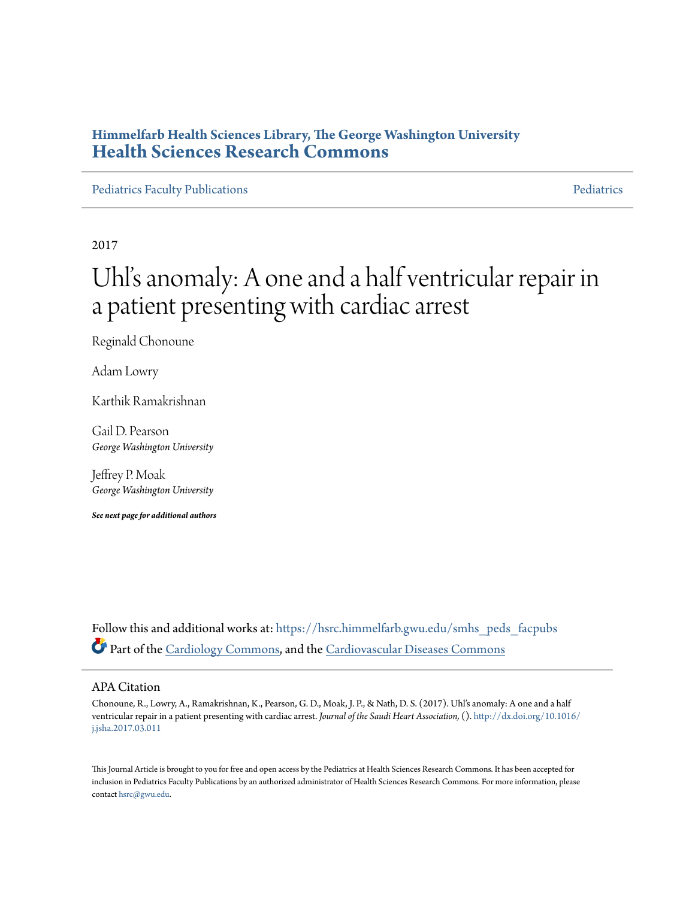Himmelfarb Health Sciences Library, The George Washington University
**Health Sciences Research Commons**

Pediatrics Faculty Publications | Pediatrics

2017

# Uhl's anomaly: A one and a half ventricular repair in a patient presenting with cardiac arrest

Reginald Chonoune

Adam Lowry

Karthik Ramakrishnan

Gail D. Pearson
*George Washington University*

Jeffrey P. Moak
*George Washington University*

***See next page for additional authors***

Follow this and additional works at: https://hsrc.himmelfarb.gwu.edu/smhs_peds_facpubs

Part of the Cardiology Commons, and the Cardiovascular Diseases Commons

## APA Citation

Chonoune, R., Lowry, A., Ramakrishnan, K., Pearson, G. D., Moak, J. P., & Nath, D. S. (2017). Uhl's anomaly: A one and a half ventricular repair in a patient presenting with cardiac arrest. *Journal of the Saudi Heart Association,* (). http://dx.doi.org/10.1016/j.jsha.2017.03.011

This Journal Article is brought to you for free and open access by the Pediatrics at Health Sciences Research Commons. It has been accepted for inclusion in Pediatrics Faculty Publications by an authorized administrator of Health Sciences Research Commons. For more information, please contact hsrc@gwu.edu.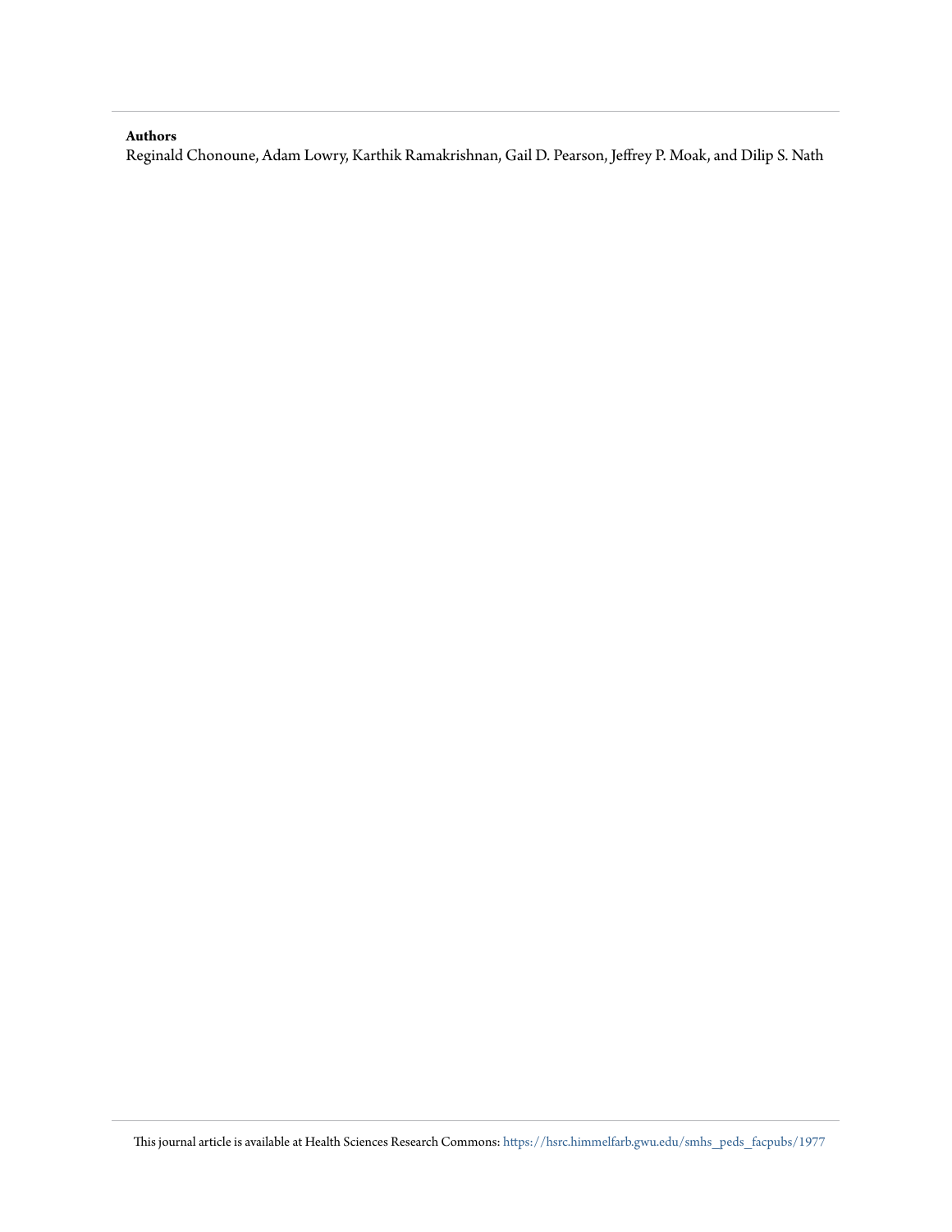**Authors**

Reginald Chonoune, Adam Lowry, Karthik Ramakrishnan, Gail D. Pearson, Jeffrey P. Moak, and Dilip S. Nath

This journal article is available at Health Sciences Research Commons: https://hsrc.himmelfarb.gwu.edu/smhs_peds_facpubs/1977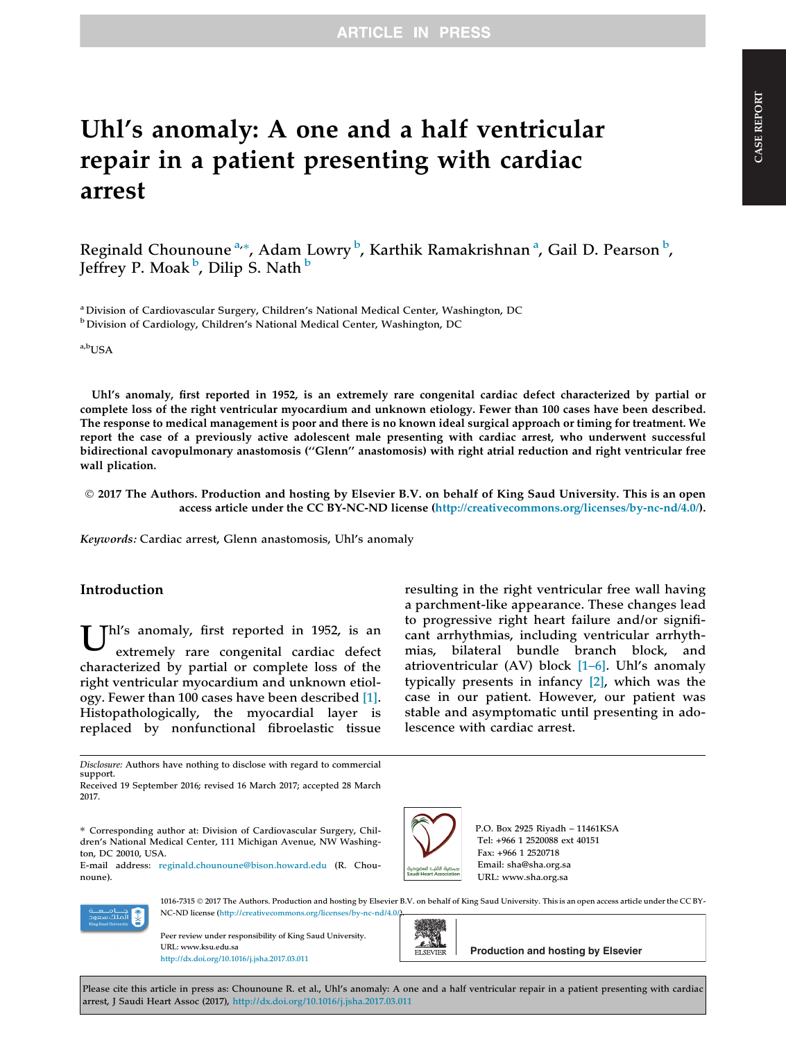# Uhl's anomaly: A one and a half ventricular repair in a patient presenting with cardiac arrest

Reginald Chounoune [a,*], Adam Lowry [b], Karthik Ramakrishnan [a], Gail D. Pearson [b], Jeffrey P. Moak [b], Dilip S. Nath [b]

[a] Division of Cardiovascular Surgery, Children's National Medical Center, Washington, DC

[b] Division of Cardiology, Children's National Medical Center, Washington, DC

[a,b] USA

**Uhl's anomaly, first reported in 1952, is an extremely rare congenital cardiac defect characterized by partial or complete loss of the right ventricular myocardium and unknown etiology. Fewer than 100 cases have been described. The response to medical management is poor and there is no known ideal surgical approach or timing for treatment. We report the case of a previously active adolescent male presenting with cardiac arrest, who underwent successful bidirectional cavopulmonary anastomosis (''Glenn'' anastomosis) with right atrial reduction and right ventricular free wall plication.**

**© 2017 The Authors. Production and hosting by Elsevier B.V. on behalf of King Saud University. This is an open access article under the CC BY-NC-ND license (http://creativecommons.org/licenses/by-nc-nd/4.0/).**

*Keywords:* Cardiac arrest, Glenn anastomosis, Uhl's anomaly

## Introduction

Uhl's anomaly, first reported in 1952, is an extremely rare congenital cardiac defect characterized by partial or complete loss of the right ventricular myocardium and unknown etiology. Fewer than 100 cases have been described [1]. Histopathologically, the myocardial layer is replaced by nonfunctional fibroelastic tissue resulting in the right ventricular free wall having a parchment-like appearance. These changes lead to progressive right heart failure and/or significant arrhythmias, including ventricular arrhythmias, bilateral bundle branch block, and atrioventricular (AV) block [1–6]. Uhl's anomaly typically presents in infancy [2], which was the case in our patient. However, our patient was stable and asymptomatic until presenting in adolescence with cardiac arrest.

*Disclosure:* Authors have nothing to disclose with regard to commercial support.

Received 19 September 2016; revised 16 March 2017; accepted 28 March 2017.

\* Corresponding author at: Division of Cardiovascular Surgery, Children's National Medical Center, 111 Michigan Avenue, NW Washington, DC 20010, USA.
E-mail address: reginald.chounoune@bison.howard.edu (R. Chounoune).

P.O. Box 2925 Riyadh – 11461KSA
Tel: +966 1 2520088 ext 40151
Fax: +966 1 2520718
Email: sha@sha.org.sa
URL: www.sha.org.sa

1016-7315 © 2017 The Authors. Production and hosting by Elsevier B.V. on behalf of King Saud University. This is an open access article under the CC BY-NC-ND license (http://creativecommons.org/licenses/by-nc-nd/4.0/).

Peer review under responsibility of King Saud University.
URL: www.ksu.edu.sa
http://dx.doi.org/10.1016/j.jsha.2017.03.011

Production and hosting by Elsevier

Please cite this article in press as: Chounoune R. et al., Uhl's anomaly: A one and a half ventricular repair in a patient presenting with cardiac arrest, J Saudi Heart Assoc (2017), http://dx.doi.org/10.1016/j.jsha.2017.03.011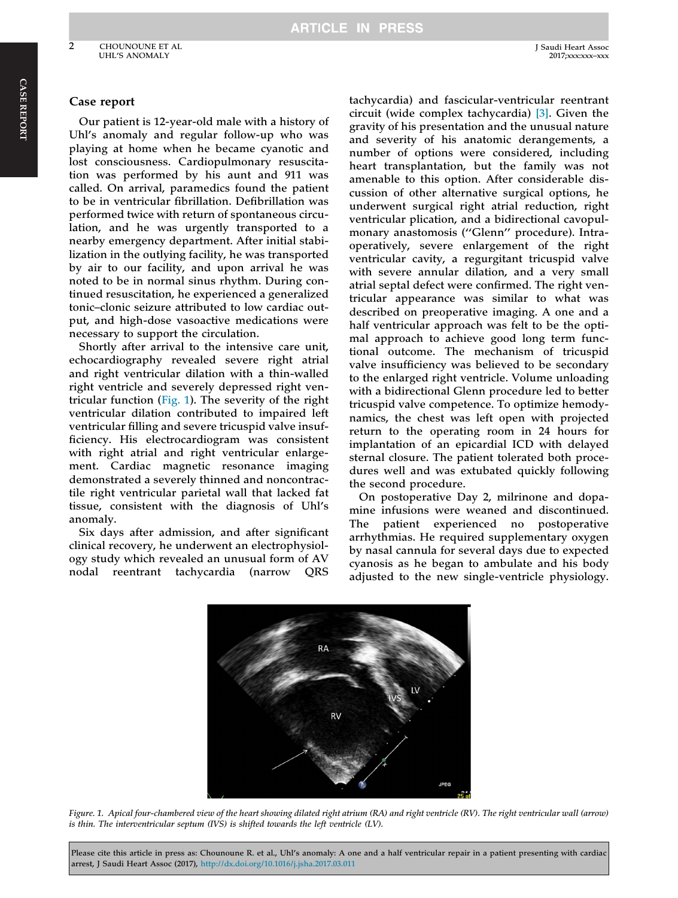## Case report

Our patient is 12-year-old male with a history of Uhl's anomaly and regular follow-up who was playing at home when he became cyanotic and lost consciousness. Cardiopulmonary resuscitation was performed by his aunt and 911 was called. On arrival, paramedics found the patient to be in ventricular fibrillation. Defibrillation was performed twice with return of spontaneous circulation, and he was urgently transported to a nearby emergency department. After initial stabilization in the outlying facility, he was transported by air to our facility, and upon arrival he was noted to be in normal sinus rhythm. During continued resuscitation, he experienced a generalized tonic–clonic seizure attributed to low cardiac output, and high-dose vasoactive medications were necessary to support the circulation.

Shortly after arrival to the intensive care unit, echocardiography revealed severe right atrial and right ventricular dilation with a thin-walled right ventricle and severely depressed right ventricular function (Fig. 1). The severity of the right ventricular dilation contributed to impaired left ventricular filling and severe tricuspid valve insufficiency. His electrocardiogram was consistent with right atrial and right ventricular enlargement. Cardiac magnetic resonance imaging demonstrated a severely thinned and noncontractile right ventricular parietal wall that lacked fat tissue, consistent with the diagnosis of Uhl's anomaly.

Six days after admission, and after significant clinical recovery, he underwent an electrophysiology study which revealed an unusual form of AV nodal reentrant tachycardia (narrow QRS tachycardia) and fascicular-ventricular reentrant circuit (wide complex tachycardia) [3]. Given the gravity of his presentation and the unusual nature and severity of his anatomic derangements, a number of options were considered, including heart transplantation, but the family was not amenable to this option. After considerable discussion of other alternative surgical options, he underwent surgical right atrial reduction, right ventricular plication, and a bidirectional cavopulmonary anastomosis ("Glenn" procedure). Intraoperatively, severe enlargement of the right ventricular cavity, a regurgitant tricuspid valve with severe annular dilation, and a very small atrial septal defect were confirmed. The right ventricular appearance was similar to what was described on preoperative imaging. A one and a half ventricular approach was felt to be the optimal approach to achieve good long term functional outcome. The mechanism of tricuspid valve insufficiency was believed to be secondary to the enlarged right ventricle. Volume unloading with a bidirectional Glenn procedure led to better tricuspid valve competence. To optimize hemodynamics, the chest was left open with projected return to the operating room in 24 hours for implantation of an epicardial ICD with delayed sternal closure. The patient tolerated both procedures well and was extubated quickly following the second procedure.

On postoperative Day 2, milrinone and dopamine infusions were weaned and discontinued. The patient experienced no postoperative arrhythmias. He required supplementary oxygen by nasal cannula for several days due to expected cyanosis as he began to ambulate and his body adjusted to the new single-ventricle physiology.

*Figure. 1. Apical four-chambered view of the heart showing dilated right atrium (RA) and right ventricle (RV). The right ventricular wall (arrow) is thin. The interventricular septum (IVS) is shifted towards the left ventricle (LV).*

Please cite this article in press as: Chounoune R. et al., Uhl's anomaly: A one and a half ventricular repair in a patient presenting with cardiac arrest, J Saudi Heart Assoc (2017), http://dx.doi.org/10.1016/j.jsha.2017.03.011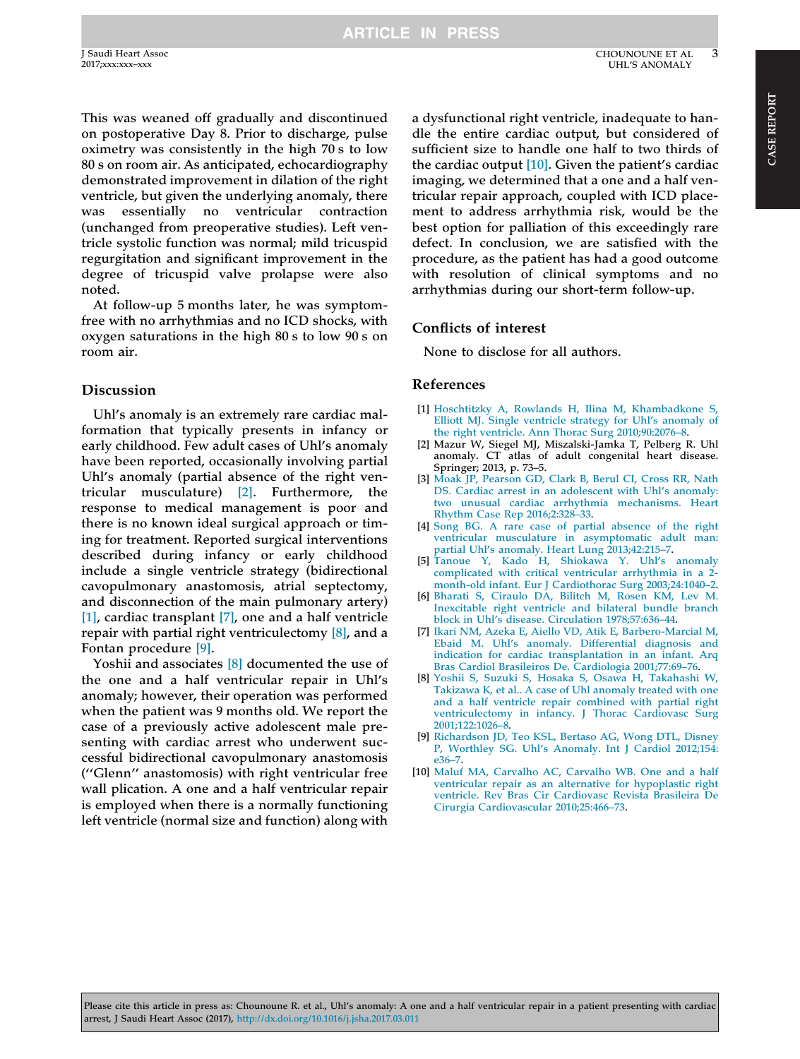This was weaned off gradually and discontinued on postoperative Day 8. Prior to discharge, pulse oximetry was consistently in the high 70 s to low 80 s on room air. As anticipated, echocardiography demonstrated improvement in dilation of the right ventricle, but given the underlying anomaly, there was essentially no ventricular contraction (unchanged from preoperative studies). Left ventricle systolic function was normal; mild tricuspid regurgitation and significant improvement in the degree of tricuspid valve prolapse were also noted.

At follow-up 5 months later, he was symptom-free with no arrhythmias and no ICD shocks, with oxygen saturations in the high 80 s to low 90 s on room air.

## Discussion

Uhl's anomaly is an extremely rare cardiac malformation that typically presents in infancy or early childhood. Few adult cases of Uhl's anomaly have been reported, occasionally involving partial Uhl's anomaly (partial absence of the right ventricular musculature) [2]. Furthermore, the response to medical management is poor and there is no known ideal surgical approach or timing for treatment. Reported surgical interventions described during infancy or early childhood include a single ventricle strategy (bidirectional cavopulmonary anastomosis, atrial septectomy, and disconnection of the main pulmonary artery) [1], cardiac transplant [7], one and a half ventricle repair with partial right ventriculectomy [8], and a Fontan procedure [9].

Yoshii and associates [8] documented the use of the one and a half ventricular repair in Uhl's anomaly; however, their operation was performed when the patient was 9 months old. We report the case of a previously active adolescent male presenting with cardiac arrest who underwent successful bidirectional cavopulmonary anastomosis (''Glenn'' anastomosis) with right ventricular free wall plication. A one and a half ventricular repair is employed when there is a normally functioning left ventricle (normal size and function) along with a dysfunctional right ventricle, inadequate to handle the entire cardiac output, but considered of sufficient size to handle one half to two thirds of the cardiac output [10]. Given the patient's cardiac imaging, we determined that a one and a half ventricular repair approach, coupled with ICD placement to address arrhythmia risk, would be the best option for palliation of this exceedingly rare defect. In conclusion, we are satisfied with the procedure, as the patient has had a good outcome with resolution of clinical symptoms and no arrhythmias during our short-term follow-up.

## Conflicts of interest

None to disclose for all authors.

## References

[1] Hoschtitzky A, Rowlands H, Ilina M, Khambadkone S, Elliott MJ. Single ventricle strategy for Uhl's anomaly of the right ventricle. Ann Thorac Surg 2010;90:2076–8.

[2] Mazur W, Siegel MJ, Miszalski-Jamka T, Pelberg R. Uhl anomaly. CT atlas of adult congenital heart disease. Springer; 2013, p. 73–5.

[3] Moak JP, Pearson GD, Clark B, Berul CI, Cross RR, Nath DS. Cardiac arrest in an adolescent with Uhl's anomaly: two unusual cardiac arrhythmia mechanisms. Heart Rhythm Case Rep 2016;2:328–33.

[4] Song BG. A rare case of partial absence of the right ventricular musculature in asymptomatic adult man: partial Uhl's anomaly. Heart Lung 2013;42:215–7.

[5] Tanoue Y, Kado H, Shiokawa Y. Uhl's anomaly complicated with critical ventricular arrhythmia in a 2-month-old infant. Eur J Cardiothorac Surg 2003;24:1040–2.

[6] Bharati S, Ciraulo DA, Bilitch M, Rosen KM, Lev M. Inexcitable right ventricle and bilateral bundle branch block in Uhl's disease. Circulation 1978;57:636–44.

[7] Ikari NM, Azeka E, Aiello VD, Atik E, Barbero-Marcial M, Ebaid M. Uhl's anomaly. Differential diagnosis and indication for cardiac transplantation in an infant. Arq Bras Cardiol Brasileiros De. Cardiologia 2001;77:69–76.

[8] Yoshii S, Suzuki S, Hosaka S, Osawa H, Takahashi W, Takizawa K, et al.. A case of Uhl anomaly treated with one and a half ventricle repair combined with partial right ventriculectomy in infancy. J Thorac Cardiovasc Surg 2001;122:1026–8.

[9] Richardson JD, Teo KSL, Bertaso AG, Wong DTL, Disney P, Worthley SG. Uhl's Anomaly. Int J Cardiol 2012;154: e36–7.

[10] Maluf MA, Carvalho AC, Carvalho WB. One and a half ventricular repair as an alternative for hypoplastic right ventricle. Rev Bras Cir Cardiovasc Revista Brasileira De Cirurgia Cardiovascular 2010;25:466–73.

Please cite this article in press as: Chounoune R. et al., Uhl's anomaly: A one and a half ventricular repair in a patient presenting with cardiac arrest, J Saudi Heart Assoc (2017), http://dx.doi.org/10.1016/j.jsha.2017.03.011